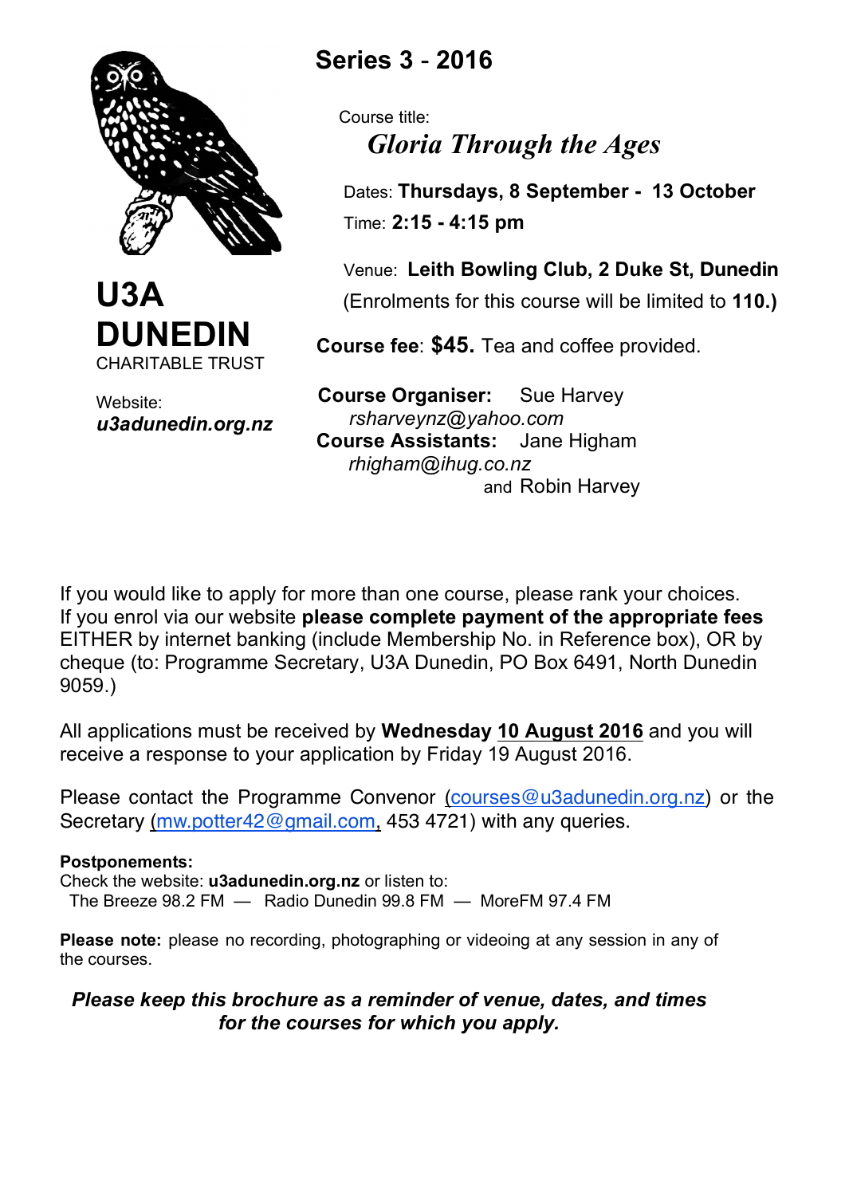# U3A DUNEDIN

CHARITABLE TRUST

Website:
***u3adunedin.org.nz***

## Series 3 - 2016

Course title:
***Gloria Through the Ages***

Dates: **Thursdays, 8 September - 13 October**
Time: **2:15 - 4:15 pm**

Venue: **Leith Bowling Club, 2 Duke St, Dunedin**
(Enrolments for this course will be limited to **110.)**

**Course fee**: **$45.** Tea and coffee provided.

**Course Organiser:** Sue Harvey
*rsharveynz@yahoo.com*
**Course Assistants:** Jane Higham
*rhigham@ihug.co.nz*
and Robin Harvey

If you would like to apply for more than one course, please rank your choices. If you enrol via our website **please complete payment of the appropriate fees** EITHER by internet banking (include Membership No. in Reference box), OR by cheque (to: Programme Secretary, U3A Dunedin, PO Box 6491, North Dunedin 9059.)

All applications must be received by **Wednesday <u>10 August 2016</u>** and you will receive a response to your application by Friday 19 August 2016.

Please contact the Programme Convenor (courses@u3adunedin.org.nz) or the Secretary (mw.potter42@gmail.com, 453 4721) with any queries.

**Postponements:**
Check the website: **u3adunedin.org.nz** or listen to:
The Breeze 98.2 FM — Radio Dunedin 99.8 FM — MoreFM 97.4 FM

**Please note:** please no recording, photographing or videoing at any session in any of the courses.

***Please keep this brochure as a reminder of venue, dates, and times for the courses for which you apply.***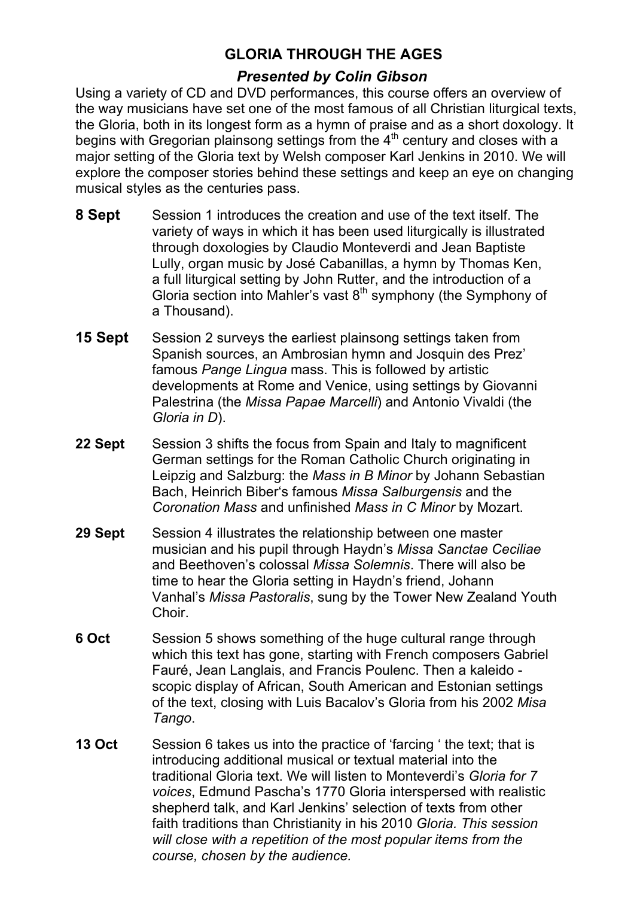# GLORIA THROUGH THE AGES

### *Presented by Colin Gibson*

Using a variety of CD and DVD performances, this course offers an overview of the way musicians have set one of the most famous of all Christian liturgical texts, the Gloria, both in its longest form as a hymn of praise and as a short doxology. It begins with Gregorian plainsong settings from the 4th century and closes with a major setting of the Gloria text by Welsh composer Karl Jenkins in 2010. We will explore the composer stories behind these settings and keep an eye on changing musical styles as the centuries pass.

**8 Sept** Session 1 introduces the creation and use of the text itself. The variety of ways in which it has been used liturgically is illustrated through doxologies by Claudio Monteverdi and Jean Baptiste Lully, organ music by José Cabanillas, a hymn by Thomas Ken, a full liturgical setting by John Rutter, and the introduction of a Gloria section into Mahler's vast 8th symphony (the Symphony of a Thousand).

**15 Sept** Session 2 surveys the earliest plainsong settings taken from Spanish sources, an Ambrosian hymn and Josquin des Prez' famous *Pange Lingua* mass. This is followed by artistic developments at Rome and Venice, using settings by Giovanni Palestrina (the *Missa Papae Marcelli*) and Antonio Vivaldi (the *Gloria in D*).

**22 Sept** Session 3 shifts the focus from Spain and Italy to magnificent German settings for the Roman Catholic Church originating in Leipzig and Salzburg: the *Mass in B Minor* by Johann Sebastian Bach, Heinrich Biber's famous *Missa Salburgensis* and the *Coronation Mass* and unfinished *Mass in C Minor* by Mozart.

**29 Sept** Session 4 illustrates the relationship between one master musician and his pupil through Haydn's *Missa Sanctae Ceciliae* and Beethoven's colossal *Missa Solemnis*. There will also be time to hear the Gloria setting in Haydn's friend, Johann Vanhal's *Missa Pastoralis*, sung by the Tower New Zealand Youth Choir.

**6 Oct** Session 5 shows something of the huge cultural range through which this text has gone, starting with French composers Gabriel Fauré, Jean Langlais, and Francis Poulenc. Then a kaleido - scopic display of African, South American and Estonian settings of the text, closing with Luis Bacalov's Gloria from his 2002 *Misa Tango*.

**13 Oct** Session 6 takes us into the practice of 'farcing ' the text; that is introducing additional musical or textual material into the traditional Gloria text. We will listen to Monteverdi's *Gloria for 7 voices*, Edmund Pascha's 1770 Gloria interspersed with realistic shepherd talk, and Karl Jenkins' selection of texts from other faith traditions than Christianity in his 2010 *Gloria. This session will close with a repetition of the most popular items from the course, chosen by the audience.*